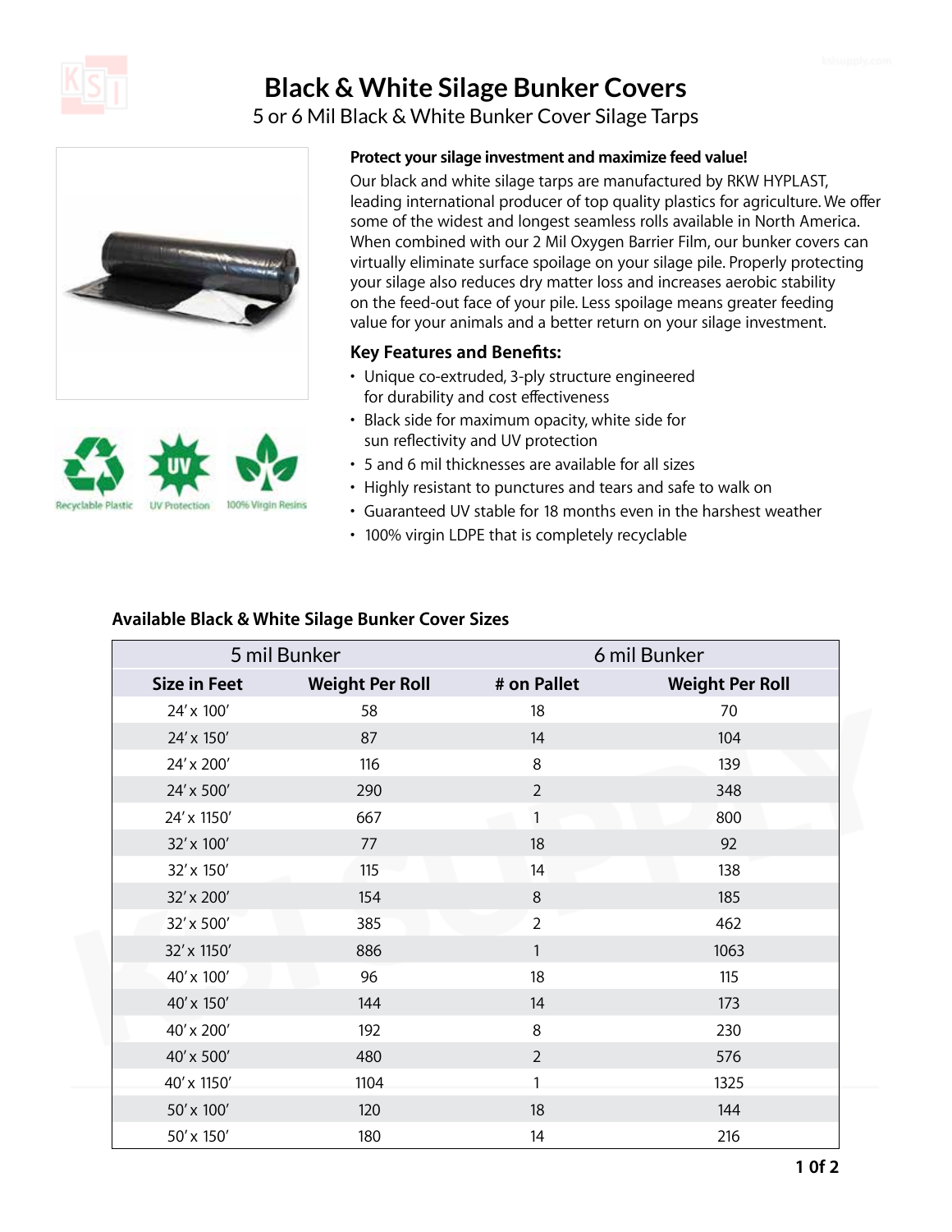# Black & White Silage Bunker Covers

## 5 or 6 Mil Black & White Bunker Cover Silage Tarps

Recyclable Plastic · UV Protection · 100% Virgin Resins

**Protect your silage investment and maximize feed value!**

Our black and white silage tarps are manufactured by RKW HYPLAST, leading international producer of top quality plastics for agriculture. We offer some of the widest and longest seamless rolls available in North America. When combined with our 2 Mil Oxygen Barrier Film, our bunker covers can virtually eliminate surface spoilage on your silage pile. Properly protecting your silage also reduces dry matter loss and increases aerobic stability on the feed-out face of your pile. Less spoilage means greater feeding value for your animals and a better return on your silage investment.

### Key Features and Benefits:

- Unique co-extruded, 3-ply structure engineered for durability and cost effectiveness
- Black side for maximum opacity, white side for sun reflectivity and UV protection
- 5 and 6 mil thicknesses are available for all sizes
- Highly resistant to punctures and tears and safe to walk on
- Guaranteed UV stable for 18 months even in the harshest weather
- 100% virgin LDPE that is completely recyclable

### Available Black & White Silage Bunker Cover Sizes

| 5 mil Bunker | | 6 mil Bunker | |
|---|---|---|---|
| **Size in Feet** | **Weight Per Roll** | **# on Pallet** | **Weight Per Roll** |
| 24′ x 100′ | 58 | 18 | 70 |
| 24′ x 150′ | 87 | 14 | 104 |
| 24′ x 200′ | 116 | 8 | 139 |
| 24′ x 500′ | 290 | 2 | 348 |
| 24′ x 1150′ | 667 | 1 | 800 |
| 32′ x 100′ | 77 | 18 | 92 |
| 32′ x 150′ | 115 | 14 | 138 |
| 32′ x 200′ | 154 | 8 | 185 |
| 32′ x 500′ | 385 | 2 | 462 |
| 32′ x 1150′ | 886 | 1 | 1063 |
| 40′ x 100′ | 96 | 18 | 115 |
| 40′ x 150′ | 144 | 14 | 173 |
| 40′ x 200′ | 192 | 8 | 230 |
| 40′ x 500′ | 480 | 2 | 576 |
| 40′ x 1150′ | 1104 | 1 | 1325 |
| 50′ x 100′ | 120 | 18 | 144 |
| 50′ x 150′ | 180 | 14 | 216 |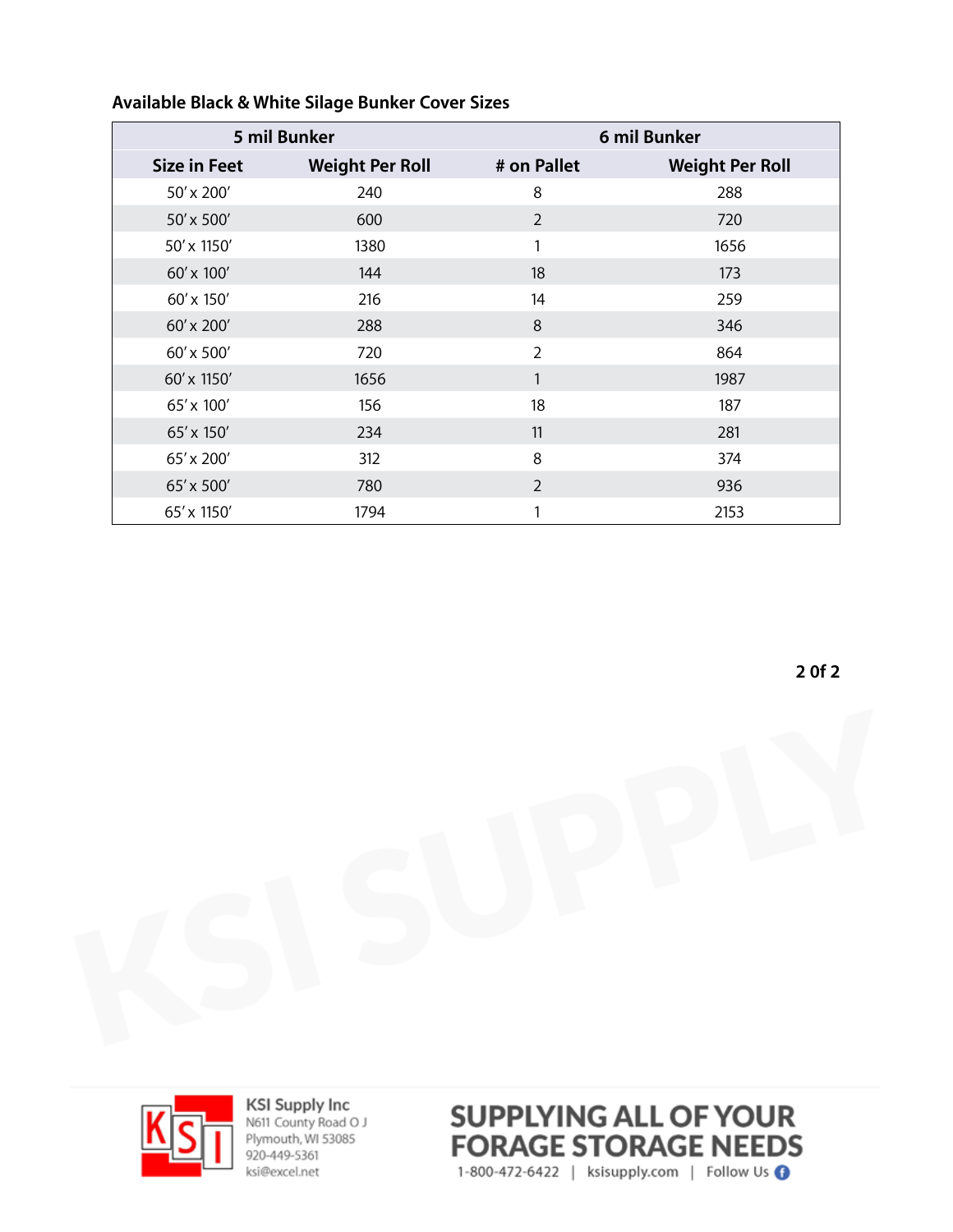**Available Black & White Silage Bunker Cover Sizes**

| 5 mil Bunker | | 6 mil Bunker | |
|---|---|---|---|
| Size in Feet | Weight Per Roll | # on Pallet | Weight Per Roll |
| 50′ x 200′ | 240 | 8 | 288 |
| 50′ x 500′ | 600 | 2 | 720 |
| 50′ x 1150′ | 1380 | 1 | 1656 |
| 60′ x 100′ | 144 | 18 | 173 |
| 60′ x 150′ | 216 | 14 | 259 |
| 60′ x 200′ | 288 | 8 | 346 |
| 60′ x 500′ | 720 | 2 | 864 |
| 60′ x 1150′ | 1656 | 1 | 1987 |
| 65′ x 100′ | 156 | 18 | 187 |
| 65′ x 150′ | 234 | 11 | 281 |
| 65′ x 200′ | 312 | 8 | 374 |
| 65′ x 500′ | 780 | 2 | 936 |
| 65′ x 1150′ | 1794 | 1 | 2153 |

KSI Supply Inc
N611 County Road O J
Plymouth, WI 53085
920-449-5361
ksi@excel.net

**SUPPLYING ALL OF YOUR FORAGE STORAGE NEEDS**

1-800-472-6422 | ksisupply.com | Follow Us